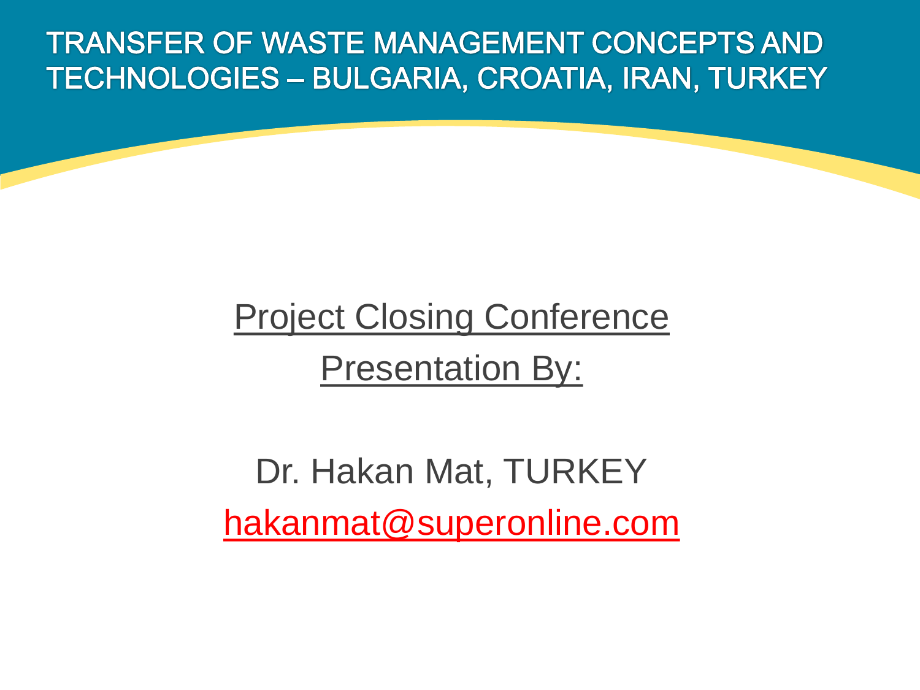# TRANSFER OF WASTE MANAGEMENT CONCEPTS AND TECHNOLOGIES – BULGARIA, CROATIA, IRAN, TURKEY

Project Closing Conference

Presentation By:

Dr. Hakan Mat, TURKEY

hakanmat@superonline.com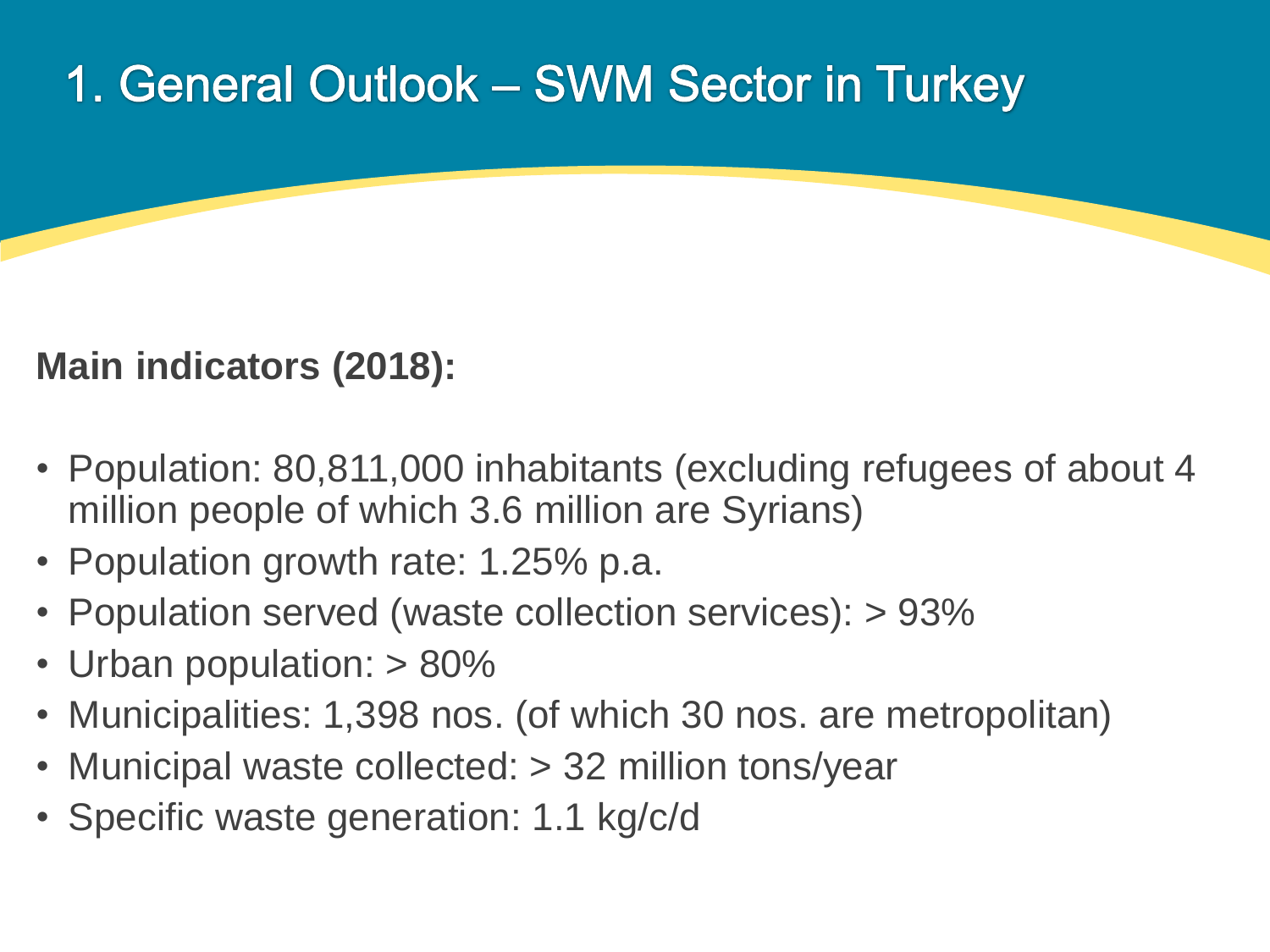# 1. General Outlook – SWM Sector in Turkey

**Main indicators (2018):**

- Population: 80,811,000 inhabitants (excluding refugees of about 4 million people of which 3.6 million are Syrians)
- Population growth rate: 1.25% p.a.
- Population served (waste collection services): > 93%
- Urban population: > 80%
- Municipalities: 1,398 nos. (of which 30 nos. are metropolitan)
- Municipal waste collected: > 32 million tons/year
- Specific waste generation: 1.1 kg/c/d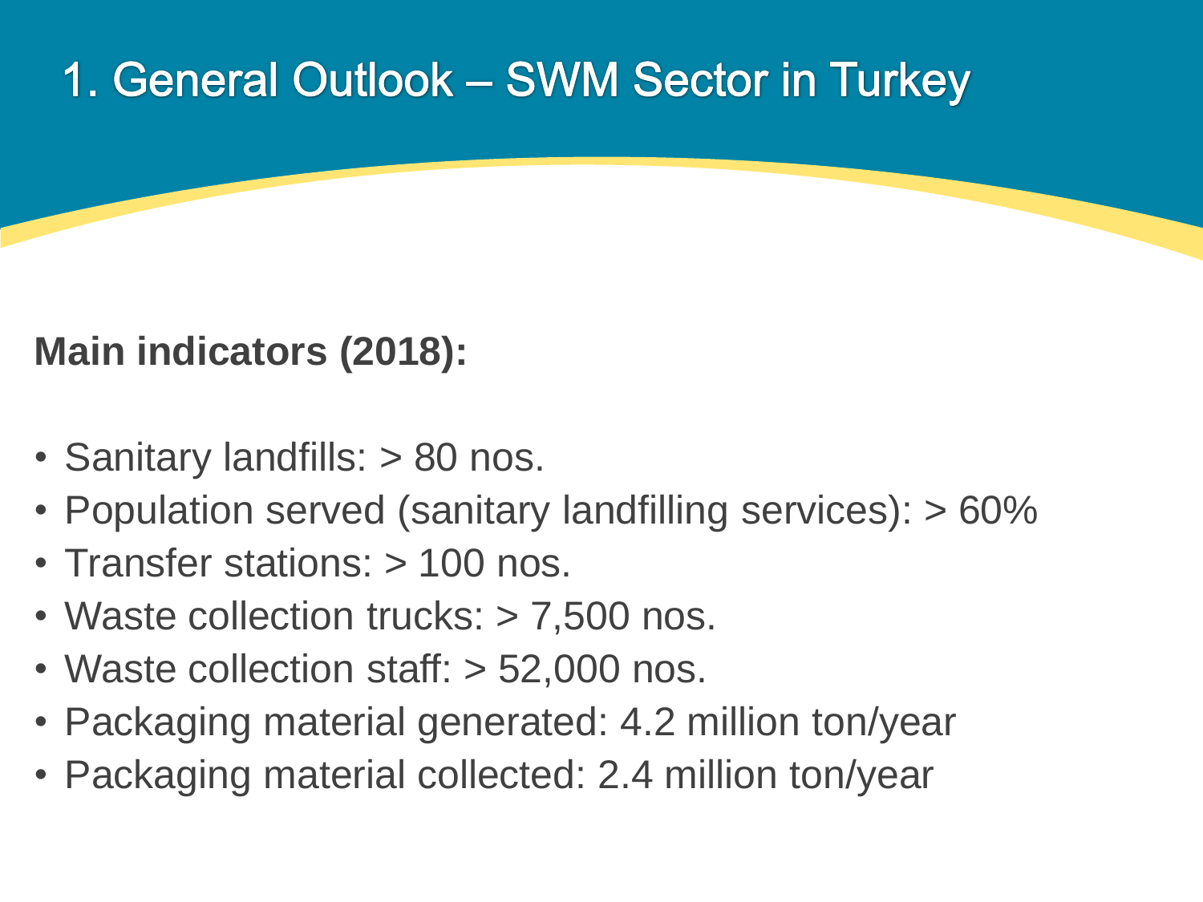# 1. General Outlook – SWM Sector in Turkey

**Main indicators (2018):**

- Sanitary landfills: > 80 nos.
- Population served (sanitary landfilling services): > 60%
- Transfer stations: > 100 nos.
- Waste collection trucks: > 7,500 nos.
- Waste collection staff: > 52,000 nos.
- Packaging material generated: 4.2 million ton/year
- Packaging material collected: 2.4 million ton/year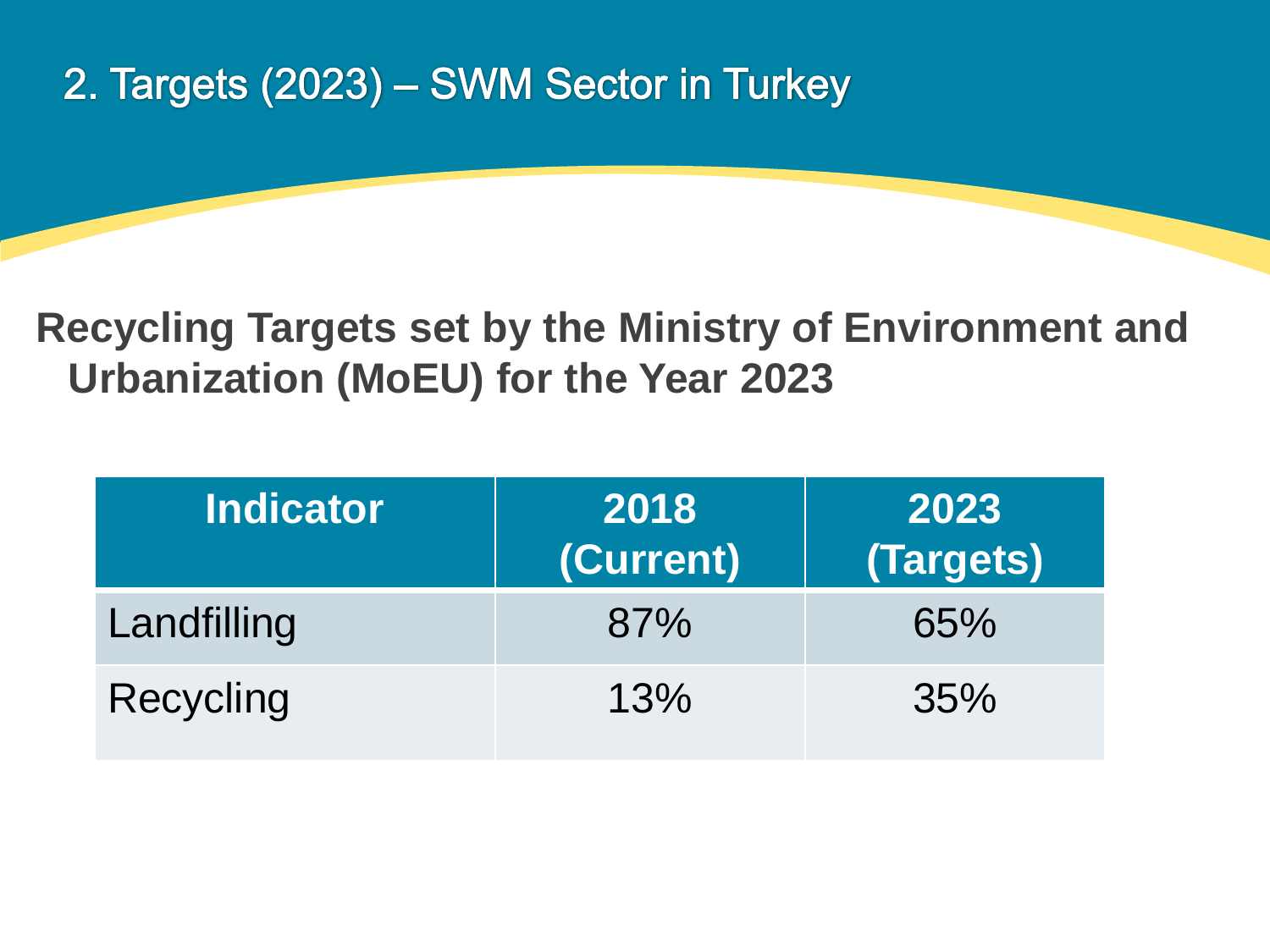## 2. Targets (2023) – SWM Sector in Turkey

**Recycling Targets set by the Ministry of Environment and Urbanization (MoEU) for the Year 2023**

| Indicator | 2018 (Current) | 2023 (Targets) |
|---|---|---|
| Landfilling | 87% | 65% |
| Recycling | 13% | 35% |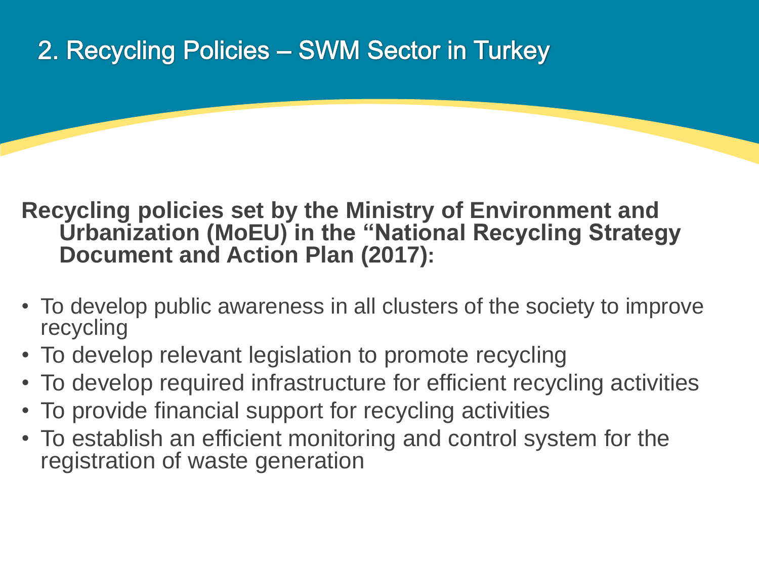# 2. Recycling Policies – SWM Sector in Turkey

**Recycling policies set by the Ministry of Environment and Urbanization (MoEU) in the "National Recycling Strategy Document and Action Plan (2017):**

- To develop public awareness in all clusters of the society to improve recycling
- To develop relevant legislation to promote recycling
- To develop required infrastructure for efficient recycling activities
- To provide financial support for recycling activities
- To establish an efficient monitoring and control system for the registration of waste generation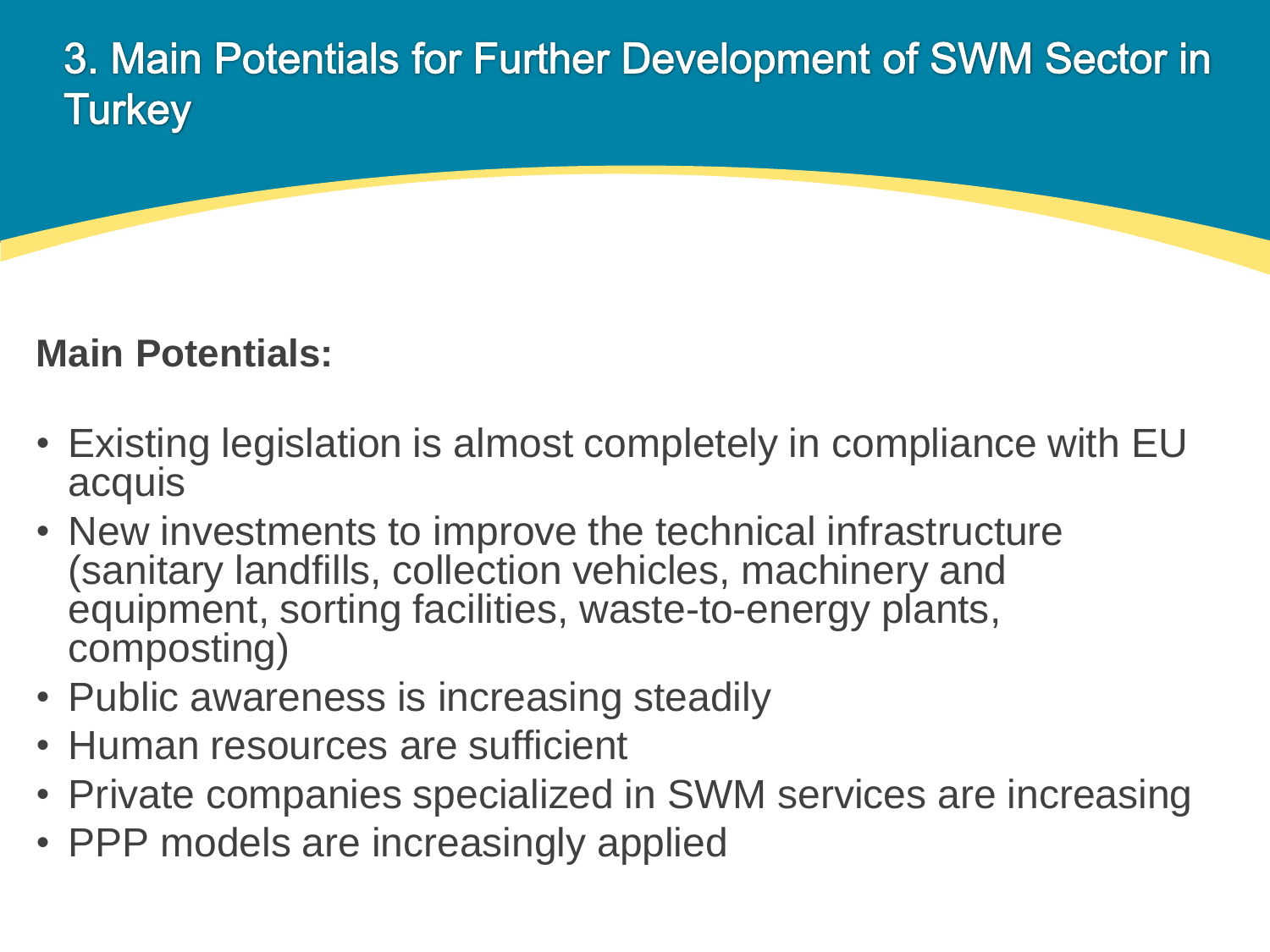# 3. Main Potentials for Further Development of SWM Sector in Turkey

**Main Potentials:**

- Existing legislation is almost completely in compliance with EU acquis
- New investments to improve the technical infrastructure (sanitary landfills, collection vehicles, machinery and equipment, sorting facilities, waste-to-energy plants, composting)
- Public awareness is increasing steadily
- Human resources are sufficient
- Private companies specialized in SWM services are increasing
- PPP models are increasingly applied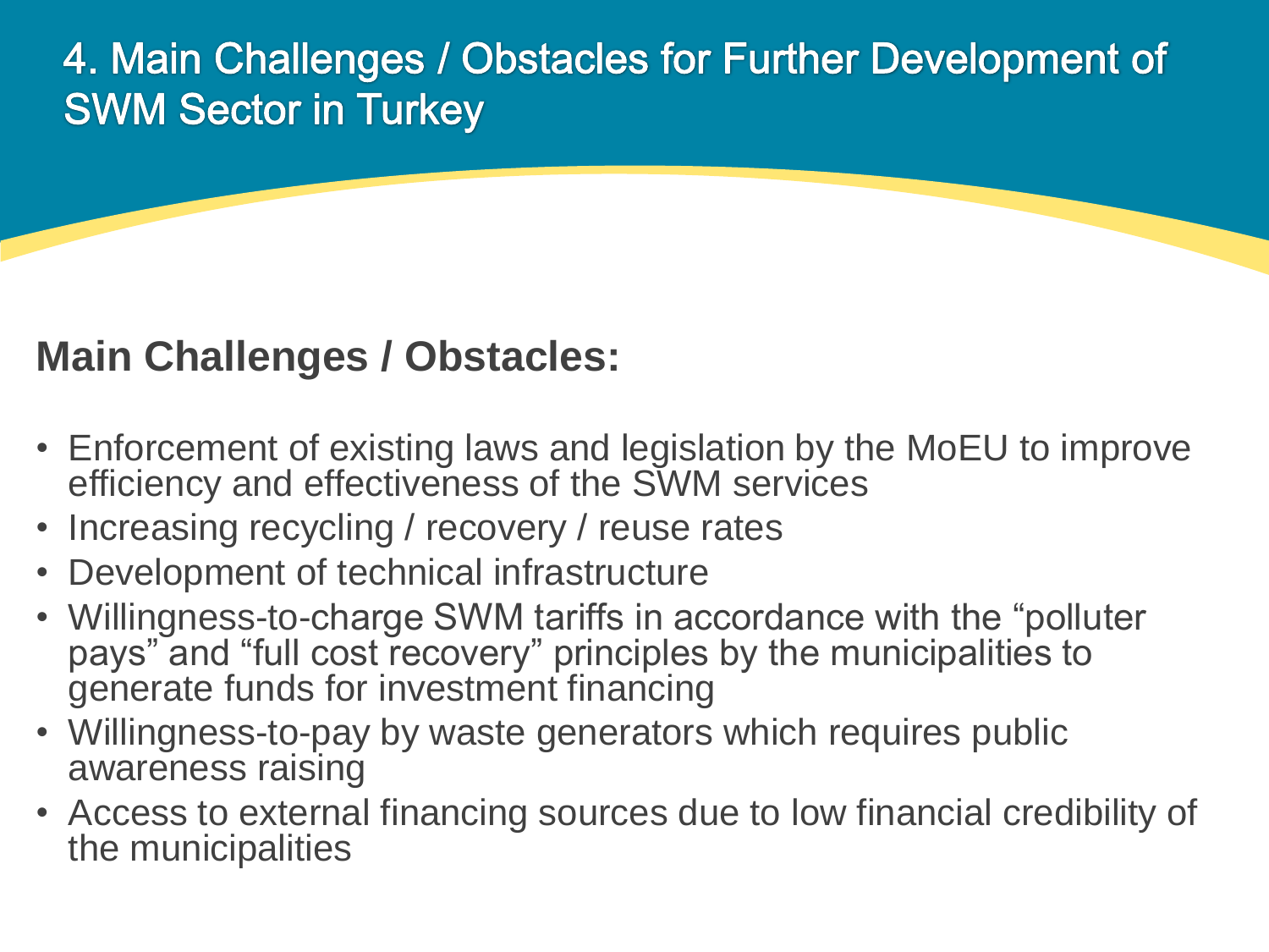# 4. Main Challenges / Obstacles for Further Development of SWM Sector in Turkey

## Main Challenges / Obstacles:

- Enforcement of existing laws and legislation by the MoEU to improve efficiency and effectiveness of the SWM services
- Increasing recycling / recovery / reuse rates
- Development of technical infrastructure
- Willingness-to-charge SWM tariffs in accordance with the "polluter pays" and "full cost recovery" principles by the municipalities to generate funds for investment financing
- Willingness-to-pay by waste generators which requires public awareness raising
- Access to external financing sources due to low financial credibility of the municipalities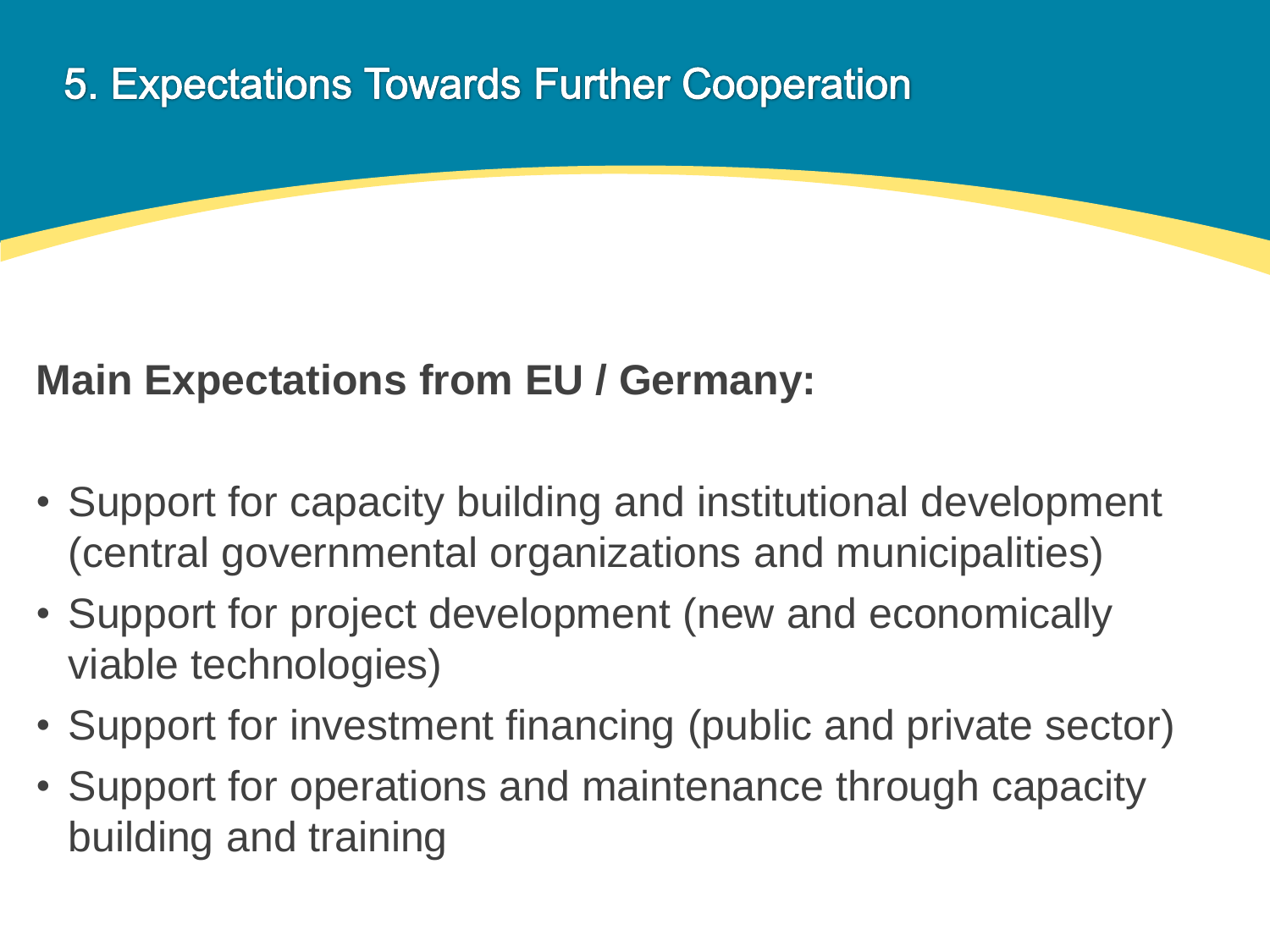# 5. Expectations Towards Further Cooperation

**Main Expectations from EU / Germany:**

- Support for capacity building and institutional development (central governmental organizations and municipalities)
- Support for project development (new and economically viable technologies)
- Support for investment financing (public and private sector)
- Support for operations and maintenance through capacity building and training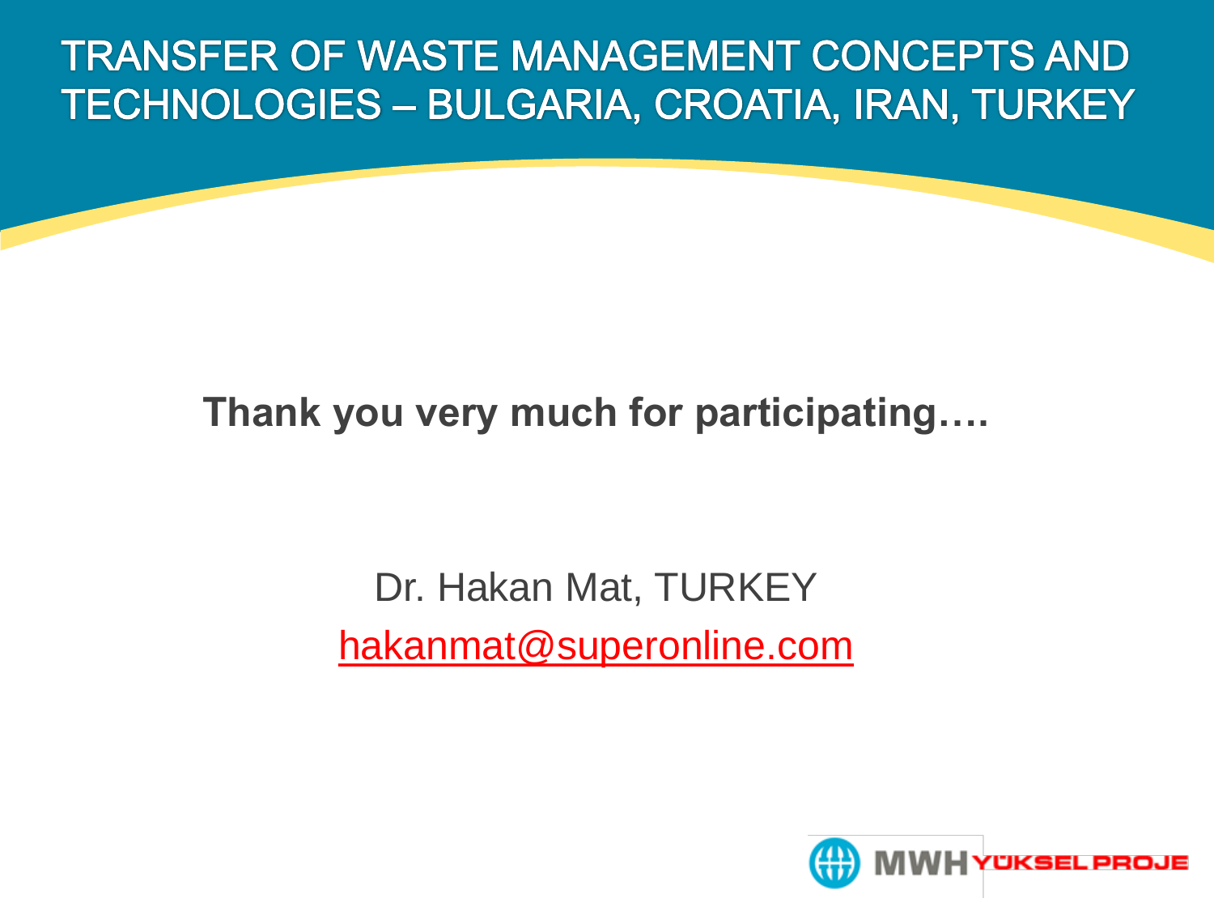# TRANSFER OF WASTE MANAGEMENT CONCEPTS AND TECHNOLOGIES – BULGARIA, CROATIA, IRAN, TURKEY

**Thank you very much for participating….**

Dr. Hakan Mat, TURKEY

hakanmat@superonline.com

MWH YÜKSEL PROJE